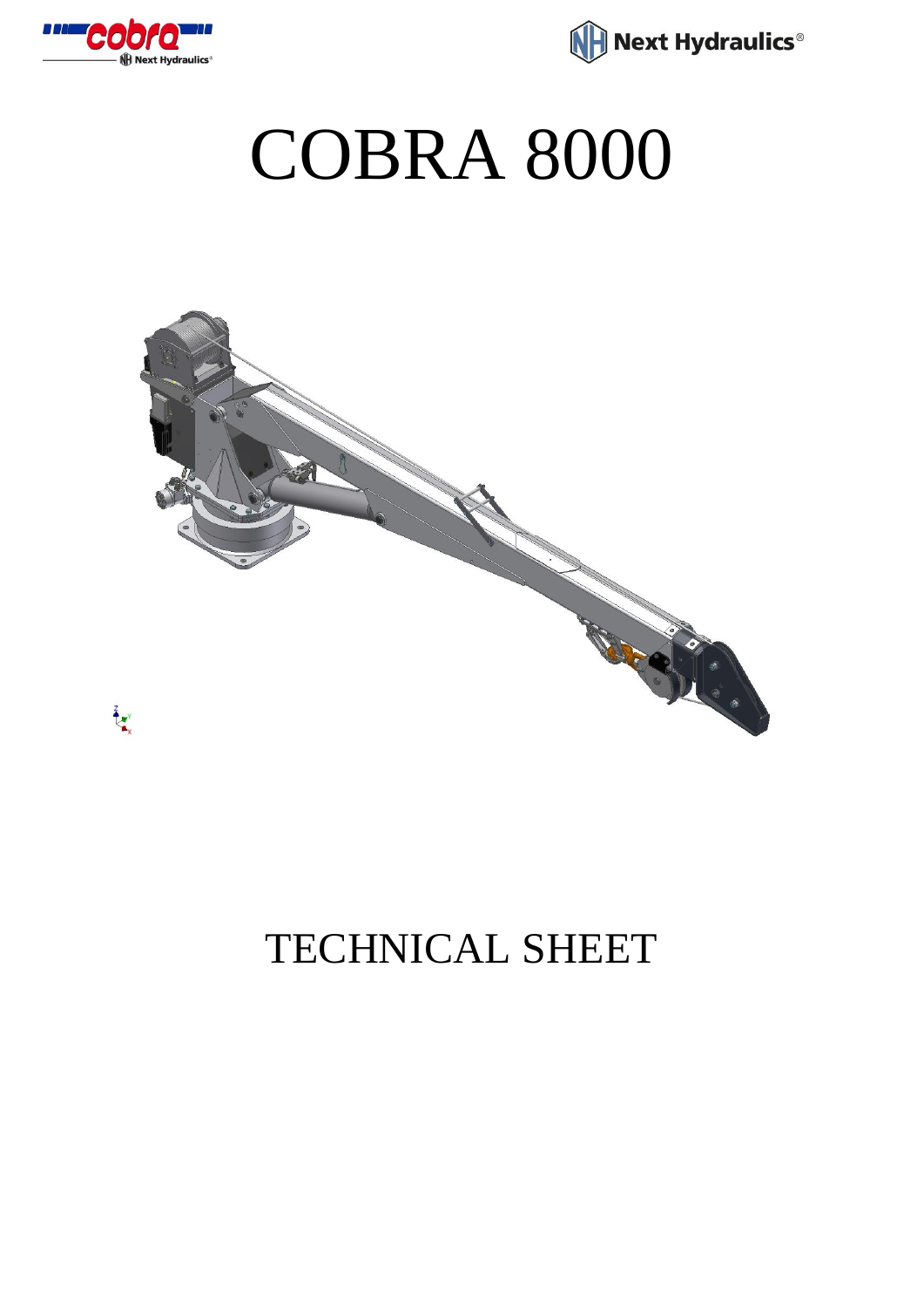# COBRA 8000

## TECHNICAL SHEET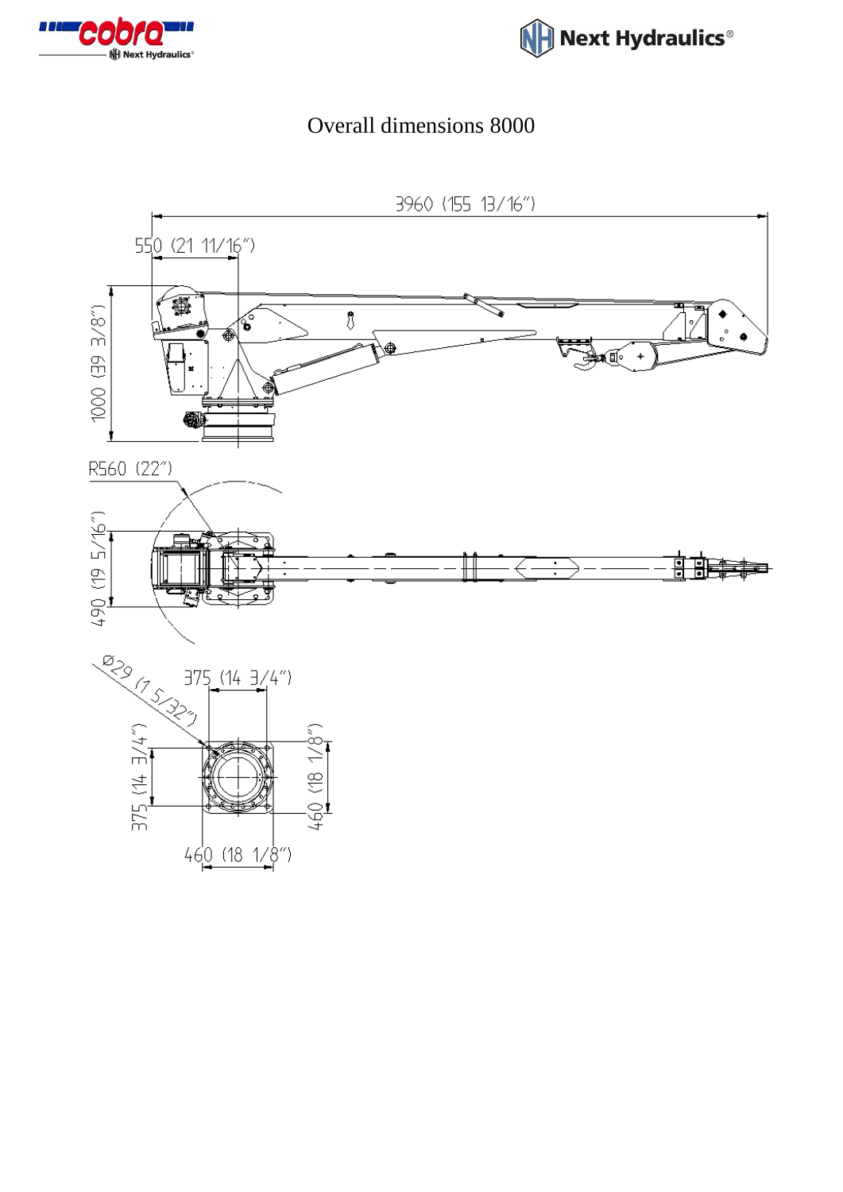# Overall dimensions 8000

3960 (155 13/16")

550 (21 11/16")

1000 (39 3/8")

R560 (22")

490 (19 5/16")

Ø29 (1 5/32")

375 (14 3/4")

375 (14 3/4")

460 (18 1/8")

460 (18 1/8")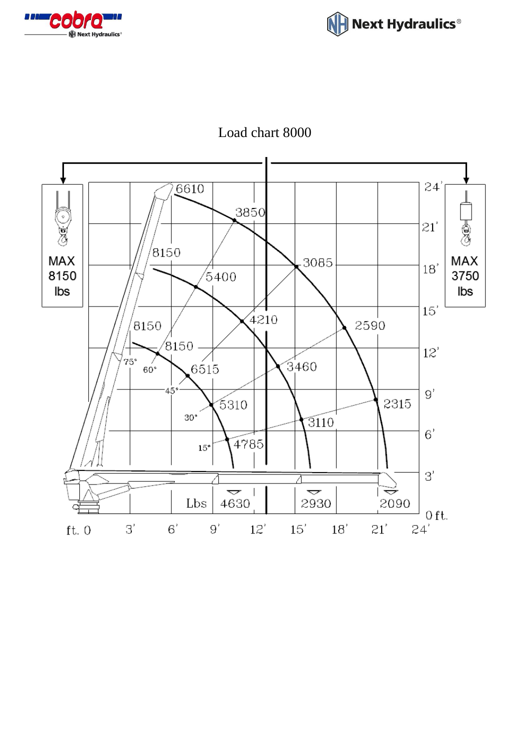Load chart 8000

MAX 8150 lbs

MAX 3750 lbs

6610
3850
3085
2590
2315
8150
5400
4210
3460
3110
8150
8150
6515
5310
4785

75°
60°
45°
30°
15°

Lbs 4630 2930 2090

ft. 0 3' 6' 9' 12' 15' 18' 21' 24'

0 ft. 3' 6' 9' 12' 15' 18' 21' 24'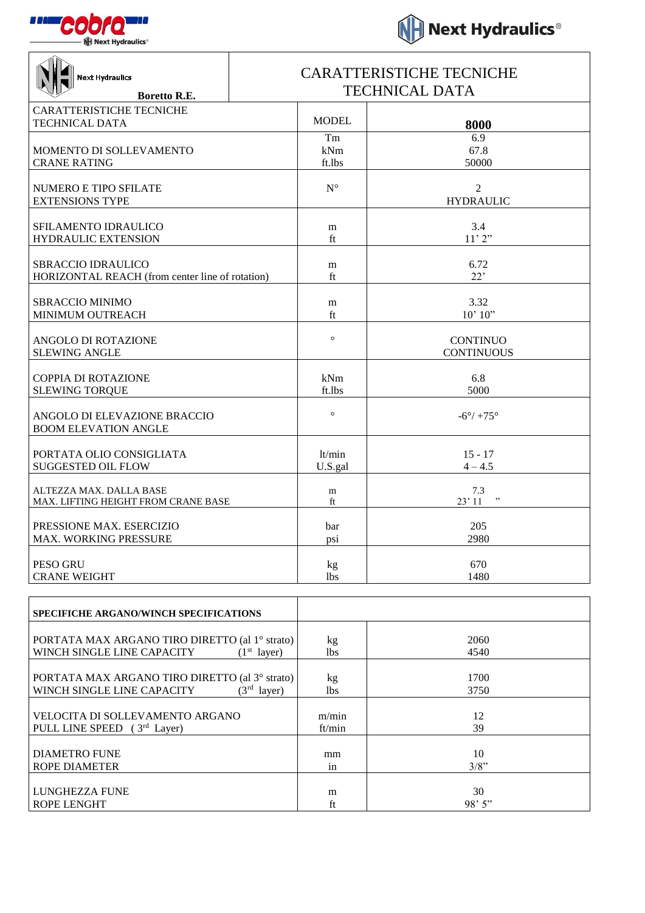Next Hydraulics

**Boretto R.E.**

# CARATTERISTICHE TECNICHE
# TECHNICAL DATA

| CARATTERISTICHE TECNICHE<br>TECHNICAL DATA | MODEL | **8000** |
|---|---|---|
| MOMENTO DI SOLLEVAMENTO<br>CRANE RATING | Tm<br>kNm<br>ft.lbs | 6.9<br>67.8<br>50000 |
| NUMERO E TIPO SFILATE<br>EXTENSIONS TYPE | N° | 2<br>HYDRAULIC |
| SFILAMENTO IDRAULICO<br>HYDRAULIC EXTENSION | m<br>ft | 3.4<br>11' 2" |
| SBRACCIO IDRAULICO<br>HORIZONTAL REACH (from center line of rotation) | m<br>ft | 6.72<br>22' |
| SBRACCIO MINIMO<br>MINIMUM OUTREACH | m<br>ft | 3.32<br>10' 10" |
| ANGOLO DI ROTAZIONE<br>SLEWING ANGLE | ° | CONTINUO<br>CONTINUOUS |
| COPPIA DI ROTAZIONE<br>SLEWING TORQUE | kNm<br>ft.lbs | 6.8<br>5000 |
| ANGOLO DI ELEVAZIONE BRACCIO<br>BOOM ELEVATION ANGLE | ° | -6°/ +75° |
| PORTATA OLIO CONSIGLIATA<br>SUGGESTED OIL FLOW | lt/min<br>U.S.gal | 15 - 17<br>4 – 4.5 |
| ALTEZZA MAX. DALLA BASE<br>MAX. LIFTING HEIGHT FROM CRANE BASE | m<br>ft | 7.3<br>23' 11 " |
| PRESSIONE MAX. ESERCIZIO<br>MAX. WORKING PRESSURE | bar<br>psi | 205<br>2980 |
| PESO GRU<br>CRANE WEIGHT | kg<br>lbs | 670<br>1480 |

| **SPECIFICHE ARGANO/WINCH SPECIFICATIONS** | | |
|---|---|---|
| PORTATA MAX ARGANO TIRO DIRETTO (al 1° strato)<br>WINCH SINGLE LINE CAPACITY (1st layer) | kg<br>lbs | 2060<br>4540 |
| PORTATA MAX ARGANO TIRO DIRETTO (al 3° strato)<br>WINCH SINGLE LINE CAPACITY (3rd layer) | kg<br>lbs | 1700<br>3750 |
| VELOCITA DI SOLLEVAMENTO ARGANO<br>PULL LINE SPEED ( 3rd Layer) | m/min<br>ft/min | 12<br>39 |
| DIAMETRO FUNE<br>ROPE DIAMETER | mm<br>in | 10<br>3/8" |
| LUNGHEZZA FUNE<br>ROPE LENGHT | m<br>ft | 30<br>98' 5" |